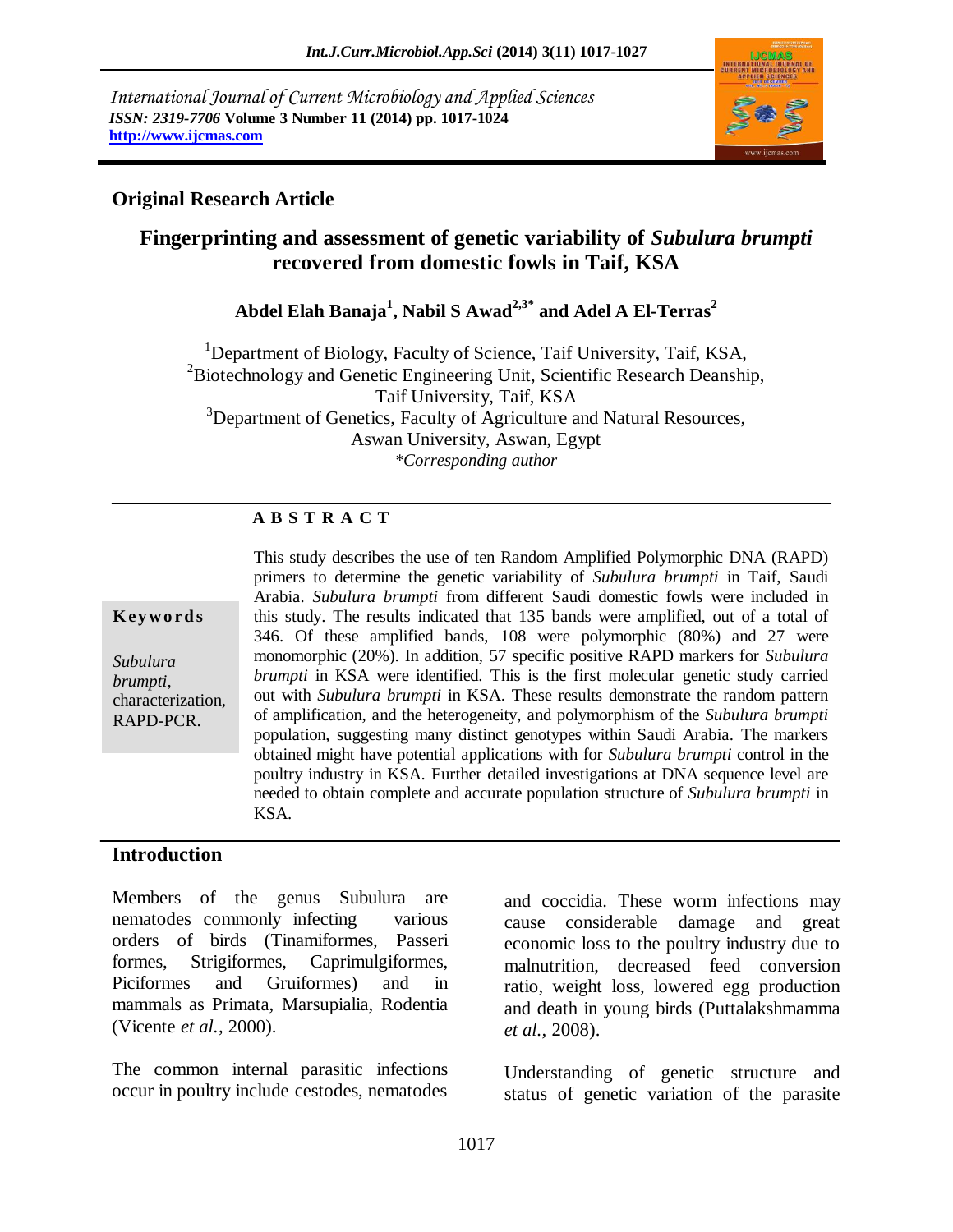*International Journal of Current Microbiology and Applied Sciences*
*ISSN: 2319-7706* **Volume 3 Number 11 (2014) pp. 1017-1024**
**http://www.ijcmas.com**

## Original Research Article

# Fingerprinting and assessment of genetic variability of *Subulura brumpti* recovered from domestic fowls in Taif, KSA

**Abdel Elah Banaja[1], Nabil S Awad[2,3*] and Adel A El-Terras[2]**

[1]Department of Biology, Faculty of Science, Taif University, Taif, KSA,
[2]Biotechnology and Genetic Engineering Unit, Scientific Research Deanship, Taif University, Taif, KSA
[3]Department of Genetics, Faculty of Agriculture and Natural Resources, Aswan University, Aswan, Egypt
*\*Corresponding author*

### ABSTRACT

**Keywords**

*Subulura brumpti*, characterization, RAPD-PCR.

This study describes the use of ten Random Amplified Polymorphic DNA (RAPD) primers to determine the genetic variability of *Subulura brumpti* in Taif, Saudi Arabia. *Subulura brumpti* from different Saudi domestic fowls were included in this study. The results indicated that 135 bands were amplified, out of a total of 346. Of these amplified bands, 108 were polymorphic (80%) and 27 were monomorphic (20%). In addition, 57 specific positive RAPD markers for *Subulura brumpti* in KSA were identified. This is the first molecular genetic study carried out with *Subulura brumpti* in KSA. These results demonstrate the random pattern of amplification, and the heterogeneity, and polymorphism of the *Subulura brumpti* population, suggesting many distinct genotypes within Saudi Arabia. The markers obtained might have potential applications with for *Subulura brumpti* control in the poultry industry in KSA. Further detailed investigations at DNA sequence level are needed to obtain complete and accurate population structure of *Subulura brumpti* in KSA.

## Introduction

Members of the genus Subulura are nematodes commonly infecting various orders of birds (Tinamiformes, Passeri formes, Strigiformes, Caprimulgiformes, Piciformes and Gruiformes) and in mammals as Primata, Marsupialia, Rodentia (Vicente *et al.,* 2000).

The common internal parasitic infections occur in poultry include cestodes, nematodes and coccidia. These worm infections may cause considerable damage and great economic loss to the poultry industry due to malnutrition, decreased feed conversion ratio, weight loss, lowered egg production and death in young birds (Puttalakshmamma *et al.,* 2008).

Understanding of genetic structure and status of genetic variation of the parasite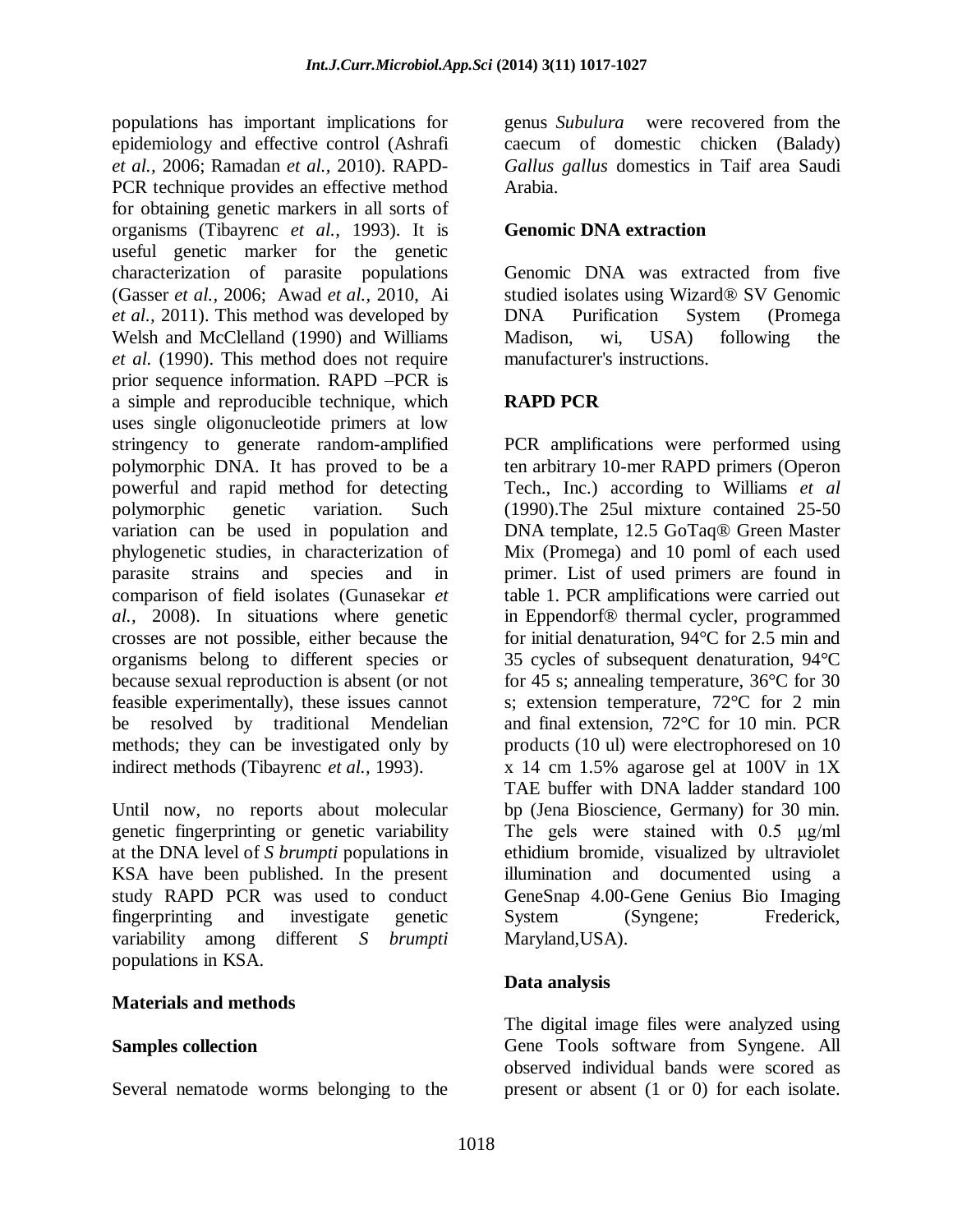populations has important implications for epidemiology and effective control (Ashrafi *et al.,* 2006; Ramadan *et al.,* 2010). RAPD-PCR technique provides an effective method for obtaining genetic markers in all sorts of organisms (Tibayrenc *et al.,* 1993). It is useful genetic marker for the genetic characterization of parasite populations (Gasser *et al.,* 2006; Awad *et al.,* 2010, Ai *et al.,* 2011). This method was developed by Welsh and McClelland (1990) and Williams *et al.* (1990). This method does not require prior sequence information. RAPD –PCR is a simple and reproducible technique, which uses single oligonucleotide primers at low stringency to generate random-amplified polymorphic DNA. It has proved to be a powerful and rapid method for detecting polymorphic genetic variation. Such variation can be used in population and phylogenetic studies, in characterization of parasite strains and species and in comparison of field isolates (Gunasekar *et al.,* 2008). In situations where genetic crosses are not possible, either because the organisms belong to different species or because sexual reproduction is absent (or not feasible experimentally), these issues cannot be resolved by traditional Mendelian methods; they can be investigated only by indirect methods (Tibayrenc *et al.,* 1993).

Until now, no reports about molecular genetic fingerprinting or genetic variability at the DNA level of *S brumpti* populations in KSA have been published. In the present study RAPD PCR was used to conduct fingerprinting and investigate genetic variability among different *S brumpti* populations in KSA.

## Materials and methods

### Samples collection

Several nematode worms belonging to the genus *Subulura* were recovered from the caecum of domestic chicken (Balady) *Gallus gallus* domestics in Taif area Saudi Arabia.

### Genomic DNA extraction

Genomic DNA was extracted from five studied isolates using Wizard® SV Genomic DNA Purification System (Promega Madison, wi, USA) following the manufacturer's instructions.

### RAPD PCR

PCR amplifications were performed using ten arbitrary 10-mer RAPD primers (Operon Tech., Inc.) according to Williams *et al* (1990).The 25ul mixture contained 25-50 DNA template, 12.5 GoTaq® Green Master Mix (Promega) and 10 poml of each used primer. List of used primers are found in table 1. PCR amplifications were carried out in Eppendorf® thermal cycler, programmed for initial denaturation, 94°C for 2.5 min and 35 cycles of subsequent denaturation, 94°C for 45 s; annealing temperature, 36°C for 30 s; extension temperature, 72°C for 2 min and final extension, 72°C for 10 min. PCR products (10 ul) were electrophoresed on 10 x 14 cm 1.5% agarose gel at 100V in 1X TAE buffer with DNA ladder standard 100 bp (Jena Bioscience, Germany) for 30 min. The gels were stained with 0.5 μg/ml ethidium bromide, visualized by ultraviolet illumination and documented using a GeneSnap 4.00-Gene Genius Bio Imaging System (Syngene; Frederick, Maryland,USA).

### Data analysis

The digital image files were analyzed using Gene Tools software from Syngene. All observed individual bands were scored as present or absent (1 or 0) for each isolate.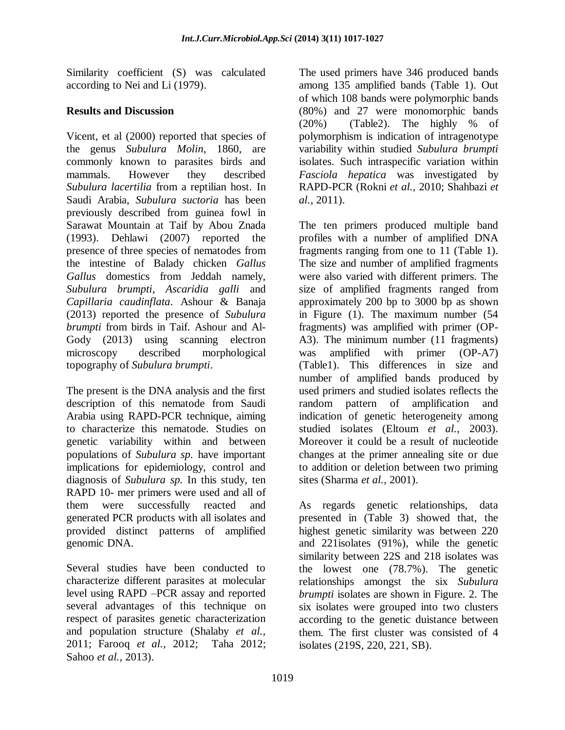Similarity coefficient (S) was calculated according to Nei and Li (1979).

## Results and Discussion

Vicent, et al (2000) reported that species of the genus *Subulura Molin*, 1860, are commonly known to parasites birds and mammals. However they described *Subulura lacertilia* from a reptilian host. In Saudi Arabia, *Subulura suctoria* has been previously described from guinea fowl in Sarawat Mountain at Taif by Abou Znada (1993). Dehlawi (2007) reported the presence of three species of nematodes from the intestine of Balady chicken *Gallus Gallus* domestics from Jeddah namely, *Subulura brumpti, Ascaridia galli* and *Capillaria caudinflata*. Ashour & Banaja (2013) reported the presence of *Subulura brumpti* from birds in Taif. Ashour and Al-Gody (2013) using scanning electron microscopy described morphological topography of *Subulura brumpti*.

The present is the DNA analysis and the first description of this nematode from Saudi Arabia using RAPD-PCR technique, aiming to characterize this nematode. Studies on genetic variability within and between populations of *Subulura sp.* have important implications for epidemiology, control and diagnosis of *Subulura sp.* In this study, ten RAPD 10- mer primers were used and all of them were successfully reacted and generated PCR products with all isolates and provided distinct patterns of amplified genomic DNA.

Several studies have been conducted to characterize different parasites at molecular level using RAPD –PCR assay and reported several advantages of this technique on respect of parasites genetic characterization and population structure (Shalaby *et al.*, 2011; Farooq *et al.*, 2012; Taha 2012; Sahoo *et al.*, 2013).

The used primers have 346 produced bands among 135 amplified bands (Table 1). Out of which 108 bands were polymorphic bands (80%) and 27 were monomorphic bands (20%) (Table2). The highly % of polymorphism is indication of intragenotype variability within studied *Subulura brumpti* isolates. Such intraspecific variation within *Fasciola hepatica* was investigated by RAPD-PCR (Rokni *et al.*, 2010; Shahbazi *et al.*, 2011).

The ten primers produced multiple band profiles with a number of amplified DNA fragments ranging from one to 11 (Table 1). The size and number of amplified fragments were also varied with different primers. The size of amplified fragments ranged from approximately 200 bp to 3000 bp as shown in Figure (1). The maximum number (54 fragments) was amplified with primer (OP-A3). The minimum number (11 fragments) was amplified with primer (OP-A7) (Table1). This differences in size and number of amplified bands produced by used primers and studied isolates reflects the random pattern of amplification and indication of genetic heterogeneity among studied isolates (Eltoum *et al.*, 2003). Moreover it could be a result of nucleotide changes at the primer annealing site or due to addition or deletion between two priming sites (Sharma *et al.*, 2001).

As regards genetic relationships, data presented in (Table 3) showed that, the highest genetic similarity was between 220 and 221isolates (91%), while the genetic similarity between 22S and 218 isolates was the lowest one (78.7%). The genetic relationships amongst the six *Subulura brumpti* isolates are shown in Figure. 2. The six isolates were grouped into two clusters according to the genetic duistance between them. The first cluster was consisted of 4 isolates (219S, 220, 221, SB).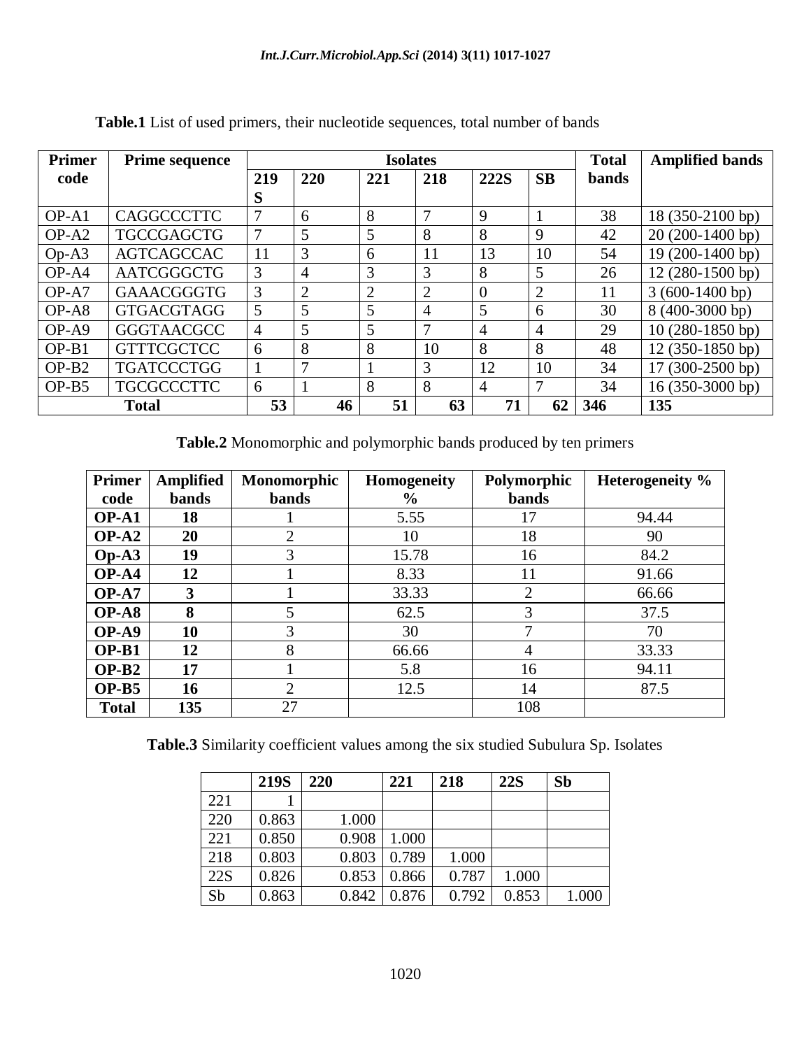**Table.1** List of used primers, their nucleotide sequences, total number of bands

| Primer code | Prime sequence | Isolates | | | | | | Total bands | Amplified bands |
|---|---|---|---|---|---|---|---|---|---|
| | | 219 S | 220 | 221 | 218 | 222S | SB | | |
| OP-A1 | CAGGCCCTTC | 7 | 6 | 8 | 7 | 9 | 1 | 38 | 18 (350-2100 bp) |
| OP-A2 | TGCCGAGCTG | 7 | 5 | 5 | 8 | 8 | 9 | 42 | 20 (200-1400 bp) |
| Op-A3 | AGTCAGCCAC | 11 | 3 | 6 | 11 | 13 | 10 | 54 | 19 (200-1400 bp) |
| OP-A4 | AATCGGGCTG | 3 | 4 | 3 | 3 | 8 | 5 | 26 | 12 (280-1500 bp) |
| OP-A7 | GAAACGGGTG | 3 | 2 | 2 | 2 | 0 | 2 | 11 | 3 (600-1400 bp) |
| OP-A8 | GTGACGTAGG | 5 | 5 | 5 | 4 | 5 | 6 | 30 | 8 (400-3000 bp) |
| OP-A9 | GGGTAACGCC | 4 | 5 | 5 | 7 | 4 | 4 | 29 | 10 (280-1850 bp) |
| OP-B1 | GTTTCGCTCC | 6 | 8 | 8 | 10 | 8 | 8 | 48 | 12 (350-1850 bp) |
| OP-B2 | TGATCCCTGG | 1 | 7 | 1 | 3 | 12 | 10 | 34 | 17 (300-2500 bp) |
| OP-B5 | TGCGCCCTTC | 6 | 1 | 8 | 8 | 4 | 7 | 34 | 16 (350-3000 bp) |
| **Total** | | **53** | **46** | **51** | **63** | **71** | **62** | **346** | **135** |

**Table.2** Monomorphic and polymorphic bands produced by ten primers

| Primer code | Amplified bands | Monomorphic bands | Homogeneity % | Polymorphic bands | Heterogeneity % |
|---|---|---|---|---|---|
| **OP-A1** | **18** | 1 | 5.55 | 17 | 94.44 |
| **OP-A2** | **20** | 2 | 10 | 18 | 90 |
| **Op-A3** | **19** | 3 | 15.78 | 16 | 84.2 |
| **OP-A4** | **12** | 1 | 8.33 | 11 | 91.66 |
| **OP-A7** | **3** | 1 | 33.33 | 2 | 66.66 |
| **OP-A8** | **8** | 5 | 62.5 | 3 | 37.5 |
| **OP-A9** | **10** | 3 | 30 | 7 | 70 |
| **OP-B1** | **12** | 8 | 66.66 | 4 | 33.33 |
| **OP-B2** | **17** | 1 | 5.8 | 16 | 94.11 |
| **OP-B5** | **16** | 2 | 12.5 | 14 | 87.5 |
| **Total** | **135** | 27 | | 108 | |

**Table.3** Similarity coefficient values among the six studied Subulura Sp. Isolates

| | 219S | 220 | 221 | 218 | 22S | Sb |
|---|---|---|---|---|---|---|
| 221 | 1 | | | | | |
| 220 | 0.863 | 1.000 | | | | |
| 221 | 0.850 | 0.908 | 1.000 | | | |
| 218 | 0.803 | 0.803 | 0.789 | 1.000 | | |
| 22S | 0.826 | 0.853 | 0.866 | 0.787 | 1.000 | |
| Sb | 0.863 | 0.842 | 0.876 | 0.792 | 0.853 | 1.000 |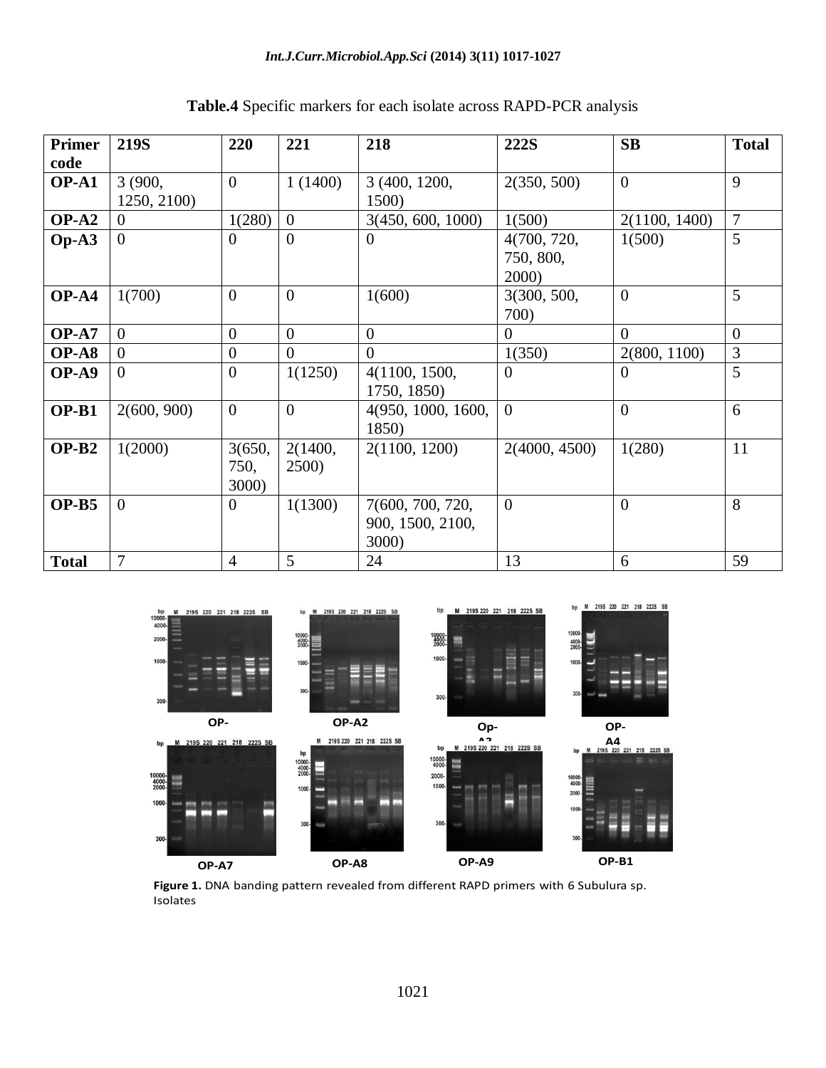**Table.4** Specific markers for each isolate across RAPD-PCR analysis

| Primer code | 219S | 220 | 221 | 218 | 222S | SB | Total |
|---|---|---|---|---|---|---|---|
| **OP-A1** | 3 (900, 1250, 2100) | 0 | 1 (1400) | 3 (400, 1200, 1500) | 2(350, 500) | 0 | 9 |
| **OP-A2** | 0 | 1(280) | 0 | 3(450, 600, 1000) | 1(500) | 2(1100, 1400) | 7 |
| **Op-A3** | 0 | 0 | 0 | 0 | 4(700, 720, 750, 800, 2000) | 1(500) | 5 |
| **OP-A4** | 1(700) | 0 | 0 | 1(600) | 3(300, 500, 700) | 0 | 5 |
| **OP-A7** | 0 | 0 | 0 | 0 | 0 | 0 | 0 |
| **OP-A8** | 0 | 0 | 0 | 0 | 1(350) | 2(800, 1100) | 3 |
| **OP-A9** | 0 | 0 | 1(1250) | 4(1100, 1500, 1750, 1850) | 0 | 0 | 5 |
| **OP-B1** | 2(600, 900) | 0 | 0 | 4(950, 1000, 1600, 1850) | 0 | 0 | 6 |
| **OP-B2** | 1(2000) | 3(650, 750, 3000) | 2(1400, 2500) | 2(1100, 1200) | 2(4000, 4500) | 1(280) | 11 |
| **OP-B5** | 0 | 0 | 1(1300) | 7(600, 700, 720, 900, 1500, 2100, 3000) | 0 | 0 | 8 |
| **Total** | 7 | 4 | 5 | 24 | 13 | 6 | 59 |

**Figure 1.** DNA banding pattern revealed from different RAPD primers with 6 Subulura sp. Isolates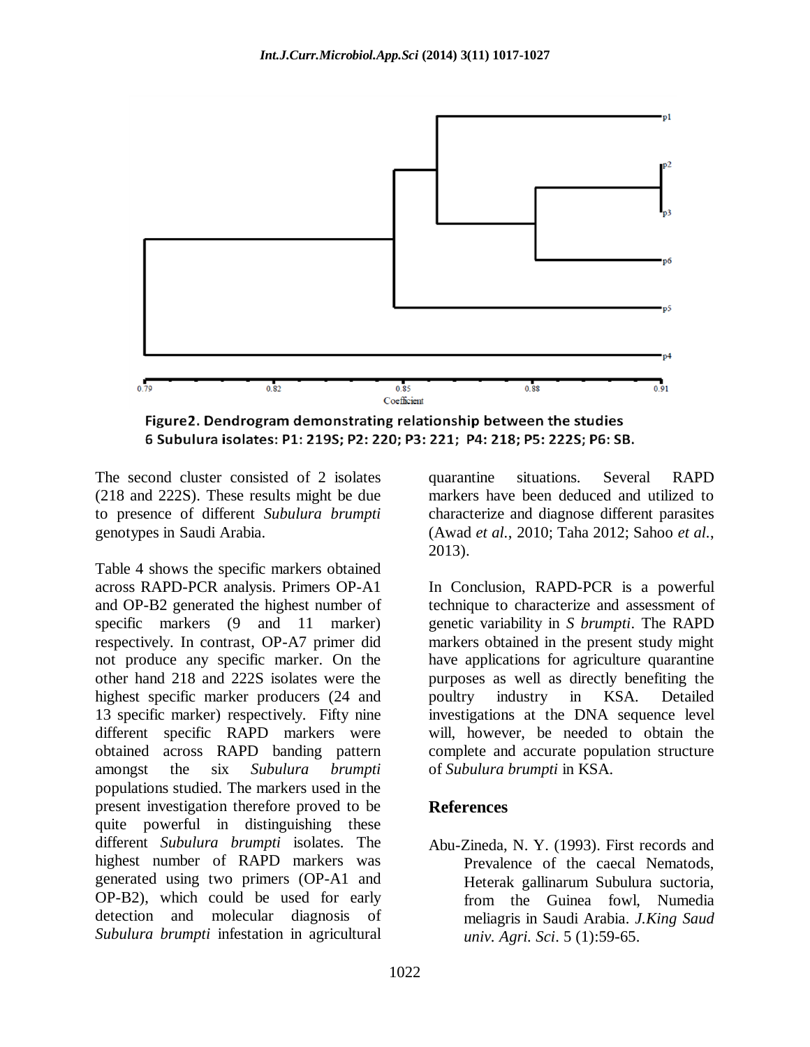Figure2. Dendrogram demonstrating relationship between the studies 6 Subulura isolates: P1: 219S; P2: 220; P3: 221; P4: 218; P5: 222S; P6: SB.

The second cluster consisted of 2 isolates (218 and 222S). These results might be due to presence of different *Subulura brumpti* genotypes in Saudi Arabia.

Table 4 shows the specific markers obtained across RAPD-PCR analysis. Primers OP-A1 and OP-B2 generated the highest number of specific markers (9 and 11 marker) respectively. In contrast, OP-A7 primer did not produce any specific marker. On the other hand 218 and 222S isolates were the highest specific marker producers (24 and 13 specific marker) respectively. Fifty nine different specific RAPD markers were obtained across RAPD banding pattern amongst the six *Subulura brumpti* populations studied. The markers used in the present investigation therefore proved to be quite powerful in distinguishing these different *Subulura brumpti* isolates. The highest number of RAPD markers was generated using two primers (OP-A1 and OP-B2), which could be used for early detection and molecular diagnosis of *Subulura brumpti* infestation in agricultural quarantine situations. Several RAPD markers have been deduced and utilized to characterize and diagnose different parasites (Awad *et al.*, 2010; Taha 2012; Sahoo *et al.*, 2013).

In Conclusion, RAPD-PCR is a powerful technique to characterize and assessment of genetic variability in *S brumpti*. The RAPD markers obtained in the present study might have applications for agriculture quarantine purposes as well as directly benefiting the poultry industry in KSA. Detailed investigations at the DNA sequence level will, however, be needed to obtain the complete and accurate population structure of *Subulura brumpti* in KSA.

## References

Abu-Zineda, N. Y. (1993). First records and Prevalence of the caecal Nematods, Heterak gallinarum Subulura suctoria, from the Guinea fowl, Numedia meliagris in Saudi Arabia. *J.King Saud univ. Agri. Sci*. 5 (1):59-65.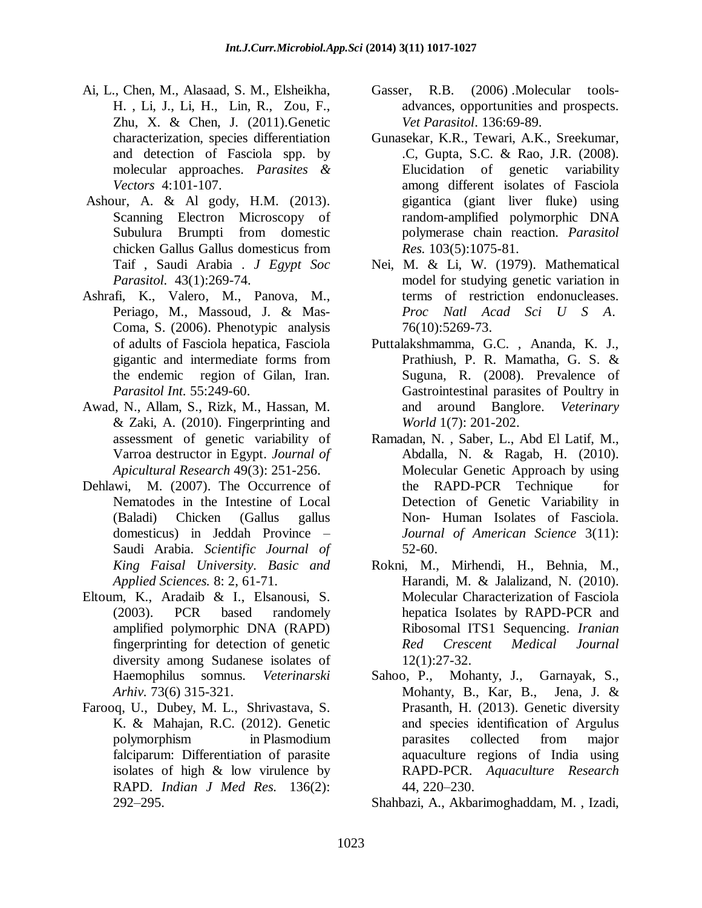Ai, L., Chen, M., Alasaad, S. M., Elsheikha, H. , Li, J., Li, H., Lin, R., Zou, F., Zhu, X. & Chen, J. (2011).Genetic characterization, species differentiation and detection of Fasciola spp. by molecular approaches. *Parasites & Vectors* 4:101-107.

Ashour, A. & Al gody, H.M. (2013). Scanning Electron Microscopy of Subulura Brumpti from domestic chicken Gallus Gallus domesticus from Taif , Saudi Arabia . *J Egypt Soc Parasitol.* 43(1):269-74.

Ashrafi, K., Valero, M., Panova, M., Periago, M., Massoud, J. & Mas-Coma, S. (2006). Phenotypic analysis of adults of Fasciola hepatica, Fasciola gigantic and intermediate forms from the endemic region of Gilan, Iran. *Parasitol Int.* 55:249-60.

Awad, N., Allam, S., Rizk, M., Hassan, M. & Zaki, A. (2010). Fingerprinting and assessment of genetic variability of Varroa destructor in Egypt. *Journal of Apicultural Research* 49(3): 251-256.

Dehlawi, M. (2007). The Occurrence of Nematodes in the Intestine of Local (Baladi) Chicken (Gallus gallus domesticus) in Jeddah Province – Saudi Arabia. *Scientific Journal of King Faisal University. Basic and Applied Sciences.* 8: 2, 61-71.

Eltoum, K., Aradaib & I., Elsanousi, S. (2003). PCR based randomely amplified polymorphic DNA (RAPD) fingerprinting for detection of genetic diversity among Sudanese isolates of Haemophilus somnus. *Veterinarski Arhiv.* 73(6) 315-321.

Farooq, U., Dubey, M. L., Shrivastava, S. K. & Mahajan, R.C. (2012). Genetic polymorphism in Plasmodium falciparum: Differentiation of parasite isolates of high & low virulence by RAPD. *Indian J Med Res.* 136(2): 292–295.

Gasser, R.B. (2006) .Molecular tools-advances, opportunities and prospects. *Vet Parasitol*. 136:69-89.

Gunasekar, K.R., Tewari, A.K., Sreekumar, .C, Gupta, S.C. & Rao, J.R. (2008). Elucidation of genetic variability among different isolates of Fasciola gigantica (giant liver fluke) using random-amplified polymorphic DNA polymerase chain reaction. *Parasitol Res.* 103(5):1075-81.

Nei, M. & Li, W. (1979). Mathematical model for studying genetic variation in terms of restriction endonucleases. *Proc Natl Acad Sci U S A*. 76(10):5269-73.

Puttalakshmamma, G.C. , Ananda, K. J., Prathiush, P. R. Mamatha, G. S. & Suguna, R. (2008). Prevalence of Gastrointestinal parasites of Poultry in and around Banglore. *Veterinary World* 1(7): 201-202.

Ramadan, N. , Saber, L., Abd El Latif, M., Abdalla, N. & Ragab, H. (2010). Molecular Genetic Approach by using the RAPD-PCR Technique for Detection of Genetic Variability in Non- Human Isolates of Fasciola. *Journal of American Science* 3(11): 52-60.

Rokni, M., Mirhendi, H., Behnia, M., Harandi, M. & Jalalizand, N. (2010). Molecular Characterization of Fasciola hepatica Isolates by RAPD-PCR and Ribosomal ITS1 Sequencing. *Iranian Red Crescent Medical Journal* 12(1):27-32.

Sahoo, P., Mohanty, J., Garnayak, S., Mohanty, B., Kar, B., Jena, J. & Prasanth, H. (2013). Genetic diversity and species identification of Argulus parasites collected from major aquaculture regions of India using RAPD-PCR. *Aquaculture Research* 44, 220–230.

Shahbazi, A., Akbarimoghaddam, M. , Izadi,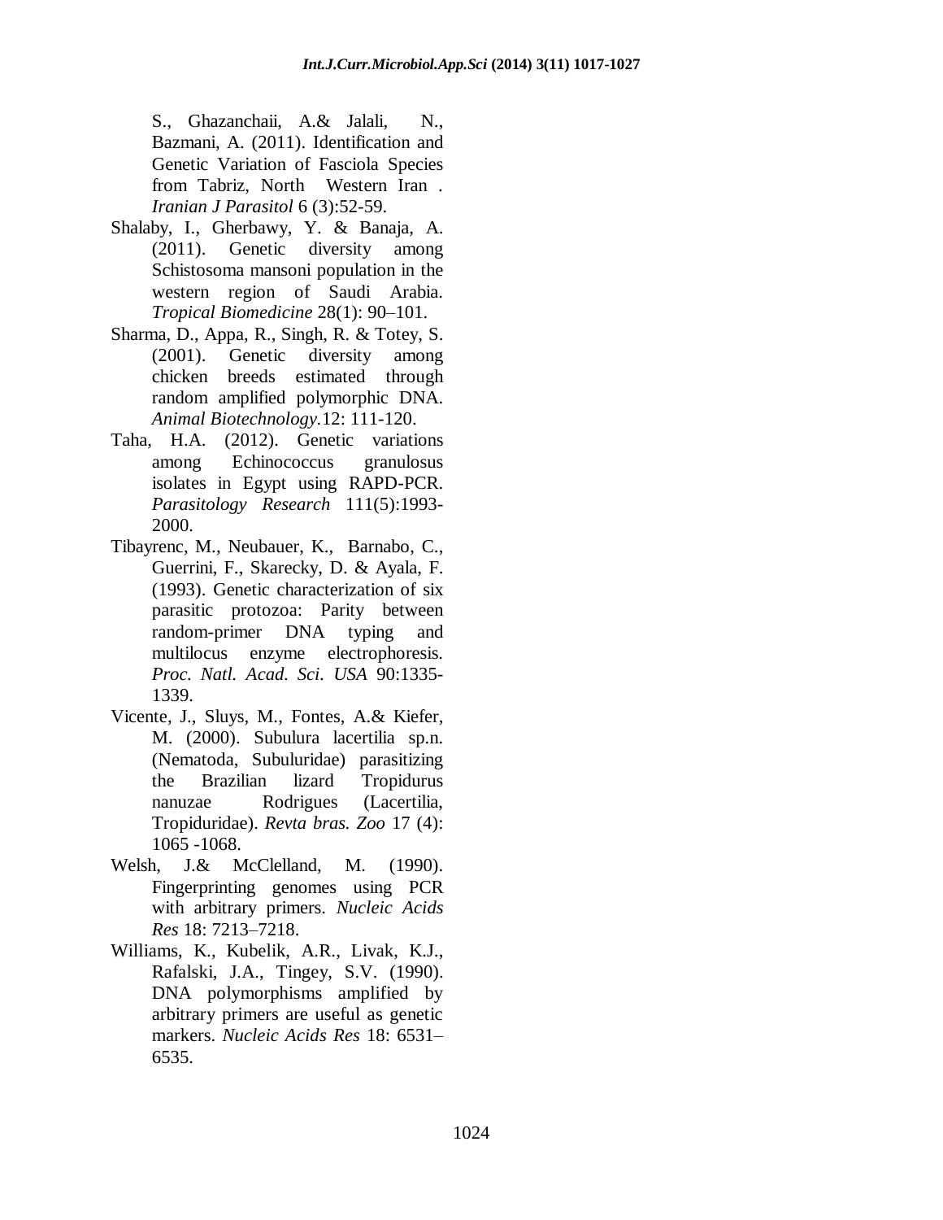S., Ghazanchaii, A.& Jalali, N., Bazmani, A. (2011). Identification and Genetic Variation of Fasciola Species from Tabriz, North Western Iran . *Iranian J Parasitol* 6 (3):52-59.

Shalaby, I., Gherbawy, Y. & Banaja, A. (2011). Genetic diversity among Schistosoma mansoni population in the western region of Saudi Arabia. *Tropical Biomedicine* 28(1): 90–101.

Sharma, D., Appa, R., Singh, R. & Totey, S. (2001). Genetic diversity among chicken breeds estimated through random amplified polymorphic DNA. *Animal Biotechnology.*12: 111-120.

Taha, H.A. (2012). Genetic variations among Echinococcus granulosus isolates in Egypt using RAPD-PCR. *Parasitology Research* 111(5):1993-2000.

Tibayrenc, M., Neubauer, K., Barnabo, C., Guerrini, F., Skarecky, D. & Ayala, F. (1993). Genetic characterization of six parasitic protozoa: Parity between random-primer DNA typing and multilocus enzyme electrophoresis. *Proc. Natl. Acad. Sci. USA* 90:1335-1339.

Vicente, J., Sluys, M., Fontes, A.& Kiefer, M. (2000). Subulura lacertilia sp.n. (Nematoda, Subuluridae) parasitizing the Brazilian lizard Tropidurus nanuzae Rodrigues (Lacertilia, Tropiduridae). *Revta bras. Zoo* 17 (4): 1065 -1068.

Welsh, J.& McClelland, M. (1990). Fingerprinting genomes using PCR with arbitrary primers. *Nucleic Acids Res* 18: 7213–7218.

Williams, K., Kubelik, A.R., Livak, K.J., Rafalski, J.A., Tingey, S.V. (1990). DNA polymorphisms amplified by arbitrary primers are useful as genetic markers. *Nucleic Acids Res* 18: 6531–6535.